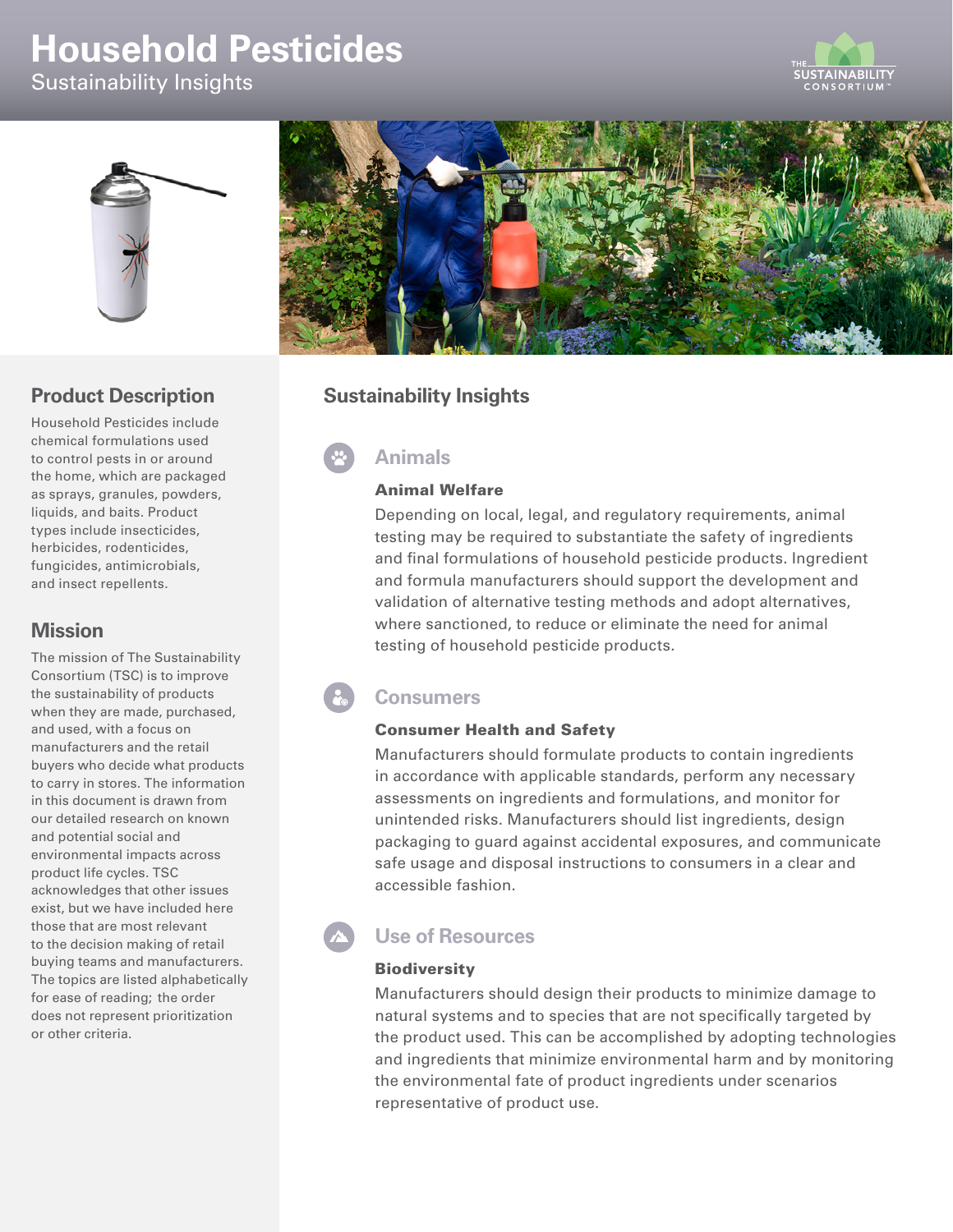# Household Pesticides

Sustainability Insights

## Product Description

Household Pesticides include chemical formulations used to control pests in or around the home, which are packaged as sprays, granules, powders, liquids, and baits. Product types include insecticides, herbicides, rodenticides, fungicides, antimicrobials, and insect repellents.

## Mission

The mission of The Sustainability Consortium (TSC) is to improve the sustainability of products when they are made, purchased, and used, with a focus on manufacturers and the retail buyers who decide what products to carry in stores. The information in this document is drawn from our detailed research on known and potential social and environmental impacts across product life cycles. TSC acknowledges that other issues exist, but we have included here those that are most relevant to the decision making of retail buying teams and manufacturers. The topics are listed alphabetically for ease of reading; the order does not represent prioritization or other criteria.

## Sustainability Insights

### Animals

#### Animal Welfare

Depending on local, legal, and regulatory requirements, animal testing may be required to substantiate the safety of ingredients and final formulations of household pesticide products. Ingredient and formula manufacturers should support the development and validation of alternative testing methods and adopt alternatives, where sanctioned, to reduce or eliminate the need for animal testing of household pesticide products.

### Consumers

#### Consumer Health and Safety

Manufacturers should formulate products to contain ingredients in accordance with applicable standards, perform any necessary assessments on ingredients and formulations, and monitor for unintended risks. Manufacturers should list ingredients, design packaging to guard against accidental exposures, and communicate safe usage and disposal instructions to consumers in a clear and accessible fashion.

### Use of Resources

#### Biodiversity

Manufacturers should design their products to minimize damage to natural systems and to species that are not specifically targeted by the product used. This can be accomplished by adopting technologies and ingredients that minimize environmental harm and by monitoring the environmental fate of product ingredients under scenarios representative of product use.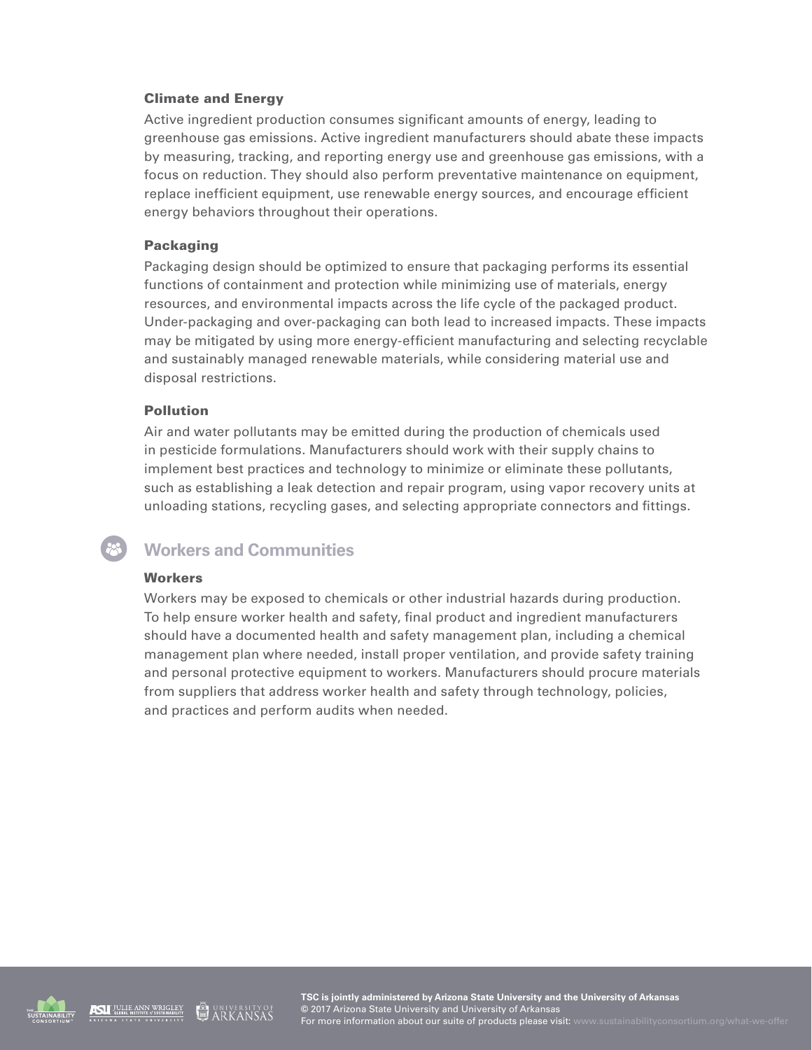### Climate and Energy

Active ingredient production consumes significant amounts of energy, leading to greenhouse gas emissions. Active ingredient manufacturers should abate these impacts by measuring, tracking, and reporting energy use and greenhouse gas emissions, with a focus on reduction. They should also perform preventative maintenance on equipment, replace inefficient equipment, use renewable energy sources, and encourage efficient energy behaviors throughout their operations.

### Packaging

Packaging design should be optimized to ensure that packaging performs its essential functions of containment and protection while minimizing use of materials, energy resources, and environmental impacts across the life cycle of the packaged product. Under-packaging and over-packaging can both lead to increased impacts. These impacts may be mitigated by using more energy-efficient manufacturing and selecting recyclable and sustainably managed renewable materials, while considering material use and disposal restrictions.

### Pollution

Air and water pollutants may be emitted during the production of chemicals used in pesticide formulations. Manufacturers should work with their supply chains to implement best practices and technology to minimize or eliminate these pollutants, such as establishing a leak detection and repair program, using vapor recovery units at unloading stations, recycling gases, and selecting appropriate connectors and fittings.

## Workers and Communities

### Workers

Workers may be exposed to chemicals or other industrial hazards during production. To help ensure worker health and safety, final product and ingredient manufacturers should have a documented health and safety management plan, including a chemical management plan where needed, install proper ventilation, and provide safety training and personal protective equipment to workers. Manufacturers should procure materials from suppliers that address worker health and safety through technology, policies, and practices and perform audits when needed.

**TSC is jointly administered by Arizona State University and the University of Arkansas**
© 2017 Arizona State University and University of Arkansas
For more information about our suite of products please visit: www.sustainabilityconsortium.org/what-we-offer